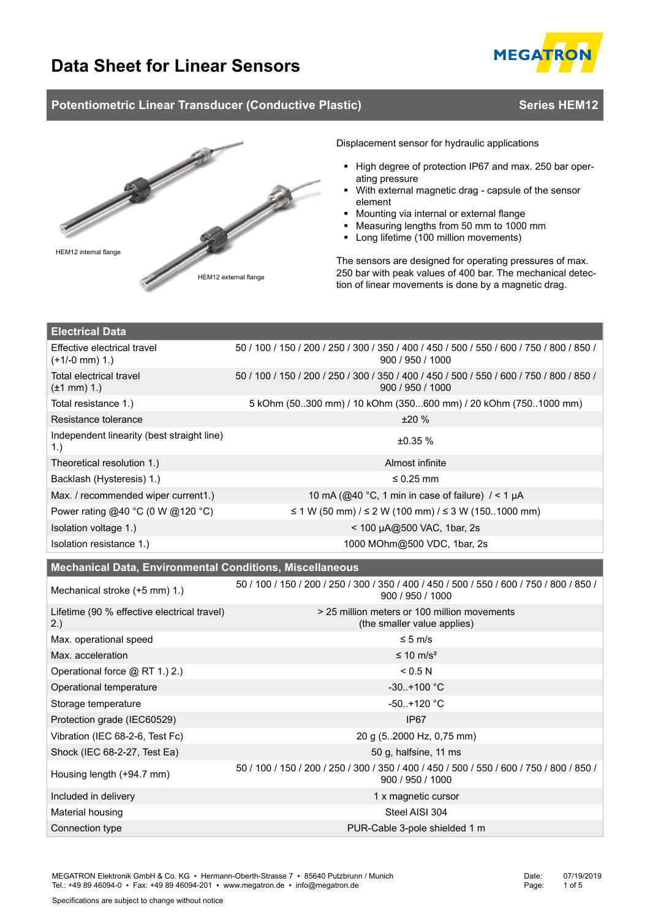# Data Sheet for Linear Sensors

## Potentiometric Linear Transducer (Conductive Plastic) — Series HEM12

HEM12 internal flange

HEM12 external flange

Displacement sensor for hydraulic applications

- High degree of protection IP67 and max. 250 bar operating pressure
- With external magnetic drag - capsule of the sensor element
- Mounting via internal or external flange
- Measuring lengths from 50 mm to 1000 mm
- Long lifetime (100 million movements)

The sensors are designed for operating pressures of max. 250 bar with peak values of 400 bar. The mechanical detection of linear movements is done by a magnetic drag.

| Electrical Data | |
|---|---|
| Effective electrical travel (+1/-0 mm) 1.) | 50 / 100 / 150 / 200 / 250 / 300 / 350 / 400 / 450 / 500 / 550 / 600 / 750 / 800 / 850 / 900 / 950 / 1000 |
| Total electrical travel (±1 mm) 1.) | 50 / 100 / 150 / 200 / 250 / 300 / 350 / 400 / 450 / 500 / 550 / 600 / 750 / 800 / 850 / 900 / 950 / 1000 |
| Total resistance 1.) | 5 kOhm (50..300 mm) / 10 kOhm (350...600 mm) / 20 kOhm (750..1000 mm) |
| Resistance tolerance | ±20 % |
| Independent linearity (best straight line) 1.) | ±0.35 % |
| Theoretical resolution 1.) | Almost infinite |
| Backlash (Hysteresis) 1.) | ≤ 0.25 mm |
| Max. / recommended wiper current1.) | 10 mA (@40 °C, 1 min in case of failure) / < 1 µA |
| Power rating @40 °C (0 W @120 °C) | ≤ 1 W (50 mm) / ≤ 2 W (100 mm) / ≤ 3 W (150..1000 mm) |
| Isolation voltage 1.) | < 100 µA@500 VAC, 1bar, 2s |
| Isolation resistance 1.) | 1000 MOhm@500 VDC, 1bar, 2s |

| Mechanical Data, Environmental Conditions, Miscellaneous | |
|---|---|
| Mechanical stroke (+5 mm) 1.) | 50 / 100 / 150 / 200 / 250 / 300 / 350 / 400 / 450 / 500 / 550 / 600 / 750 / 800 / 850 / 900 / 950 / 1000 |
| Lifetime (90 % effective electrical travel) 2.) | > 25 million meters or 100 million movements (the smaller value applies) |
| Max. operational speed | ≤ 5 m/s |
| Max. acceleration | ≤ 10 m/s² |
| Operational force @ RT 1.) 2.) | < 0.5 N |
| Operational temperature | -30..+100 °C |
| Storage temperature | -50..+120 °C |
| Protection grade (IEC60529) | IP67 |
| Vibration (IEC 68-2-6, Test Fc) | 20 g (5..2000 Hz, 0,75 mm) |
| Shock (IEC 68-2-27, Test Ea) | 50 g, halfsine, 11 ms |
| Housing length (+94.7 mm) | 50 / 100 / 150 / 200 / 250 / 300 / 350 / 400 / 450 / 500 / 550 / 600 / 750 / 800 / 850 / 900 / 950 / 1000 |
| Included in delivery | 1 x magnetic cursor |
| Material housing | Steel AISI 304 |
| Connection type | PUR-Cable 3-pole shielded 1 m |

MEGATRON Elektronik GmbH & Co. KG • Hermann-Oberth-Strasse 7 • 85640 Putzbrunn / Munich
Tel.: +49 89 46094-0 • Fax: +49 89 46094-201 • www.megatron.de • info@megatron.de

Date: 07/19/2019

Specifications are subject to change without notice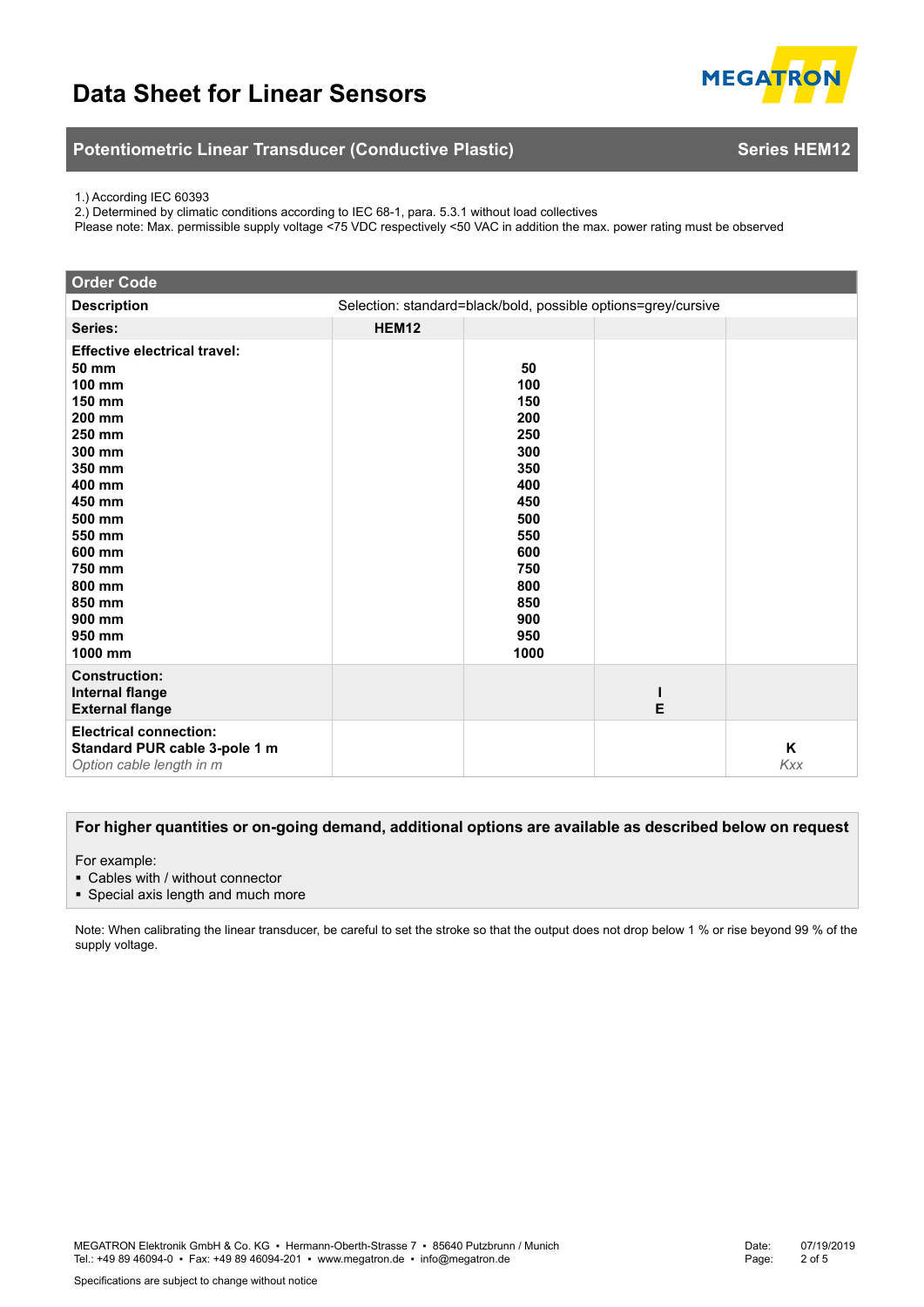# Data Sheet for Linear Sensors

## Potentiometric Linear Transducer (Conductive Plastic) — Series HEM12

1.) According IEC 60393
2.) Determined by climatic conditions according to IEC 68-1, para. 5.3.1 without load collectives
Please note: Max. permissible supply voltage <75 VDC respectively <50 VAC in addition the max. power rating must be observed

### Order Code

| Description | Selection: standard=black/bold, possible options=grey/cursive | | | |
|---|---|---|---|---|
| **Series:** | **HEM12** | | | |
| **Effective electrical travel:** | | | | |
| **50 mm** | | **50** | | |
| **100 mm** | | **100** | | |
| **150 mm** | | **150** | | |
| **200 mm** | | **200** | | |
| **250 mm** | | **250** | | |
| **300 mm** | | **300** | | |
| **350 mm** | | **350** | | |
| **400 mm** | | **400** | | |
| **450 mm** | | **450** | | |
| **500 mm** | | **500** | | |
| **550 mm** | | **550** | | |
| **600 mm** | | **600** | | |
| **750 mm** | | **750** | | |
| **800 mm** | | **800** | | |
| **850 mm** | | **850** | | |
| **900 mm** | | **900** | | |
| **950 mm** | | **950** | | |
| **1000 mm** | | **1000** | | |
| **Construction:** | | | | |
| **Internal flange** | | | **I** | |
| **External flange** | | | **E** | |
| **Electrical connection:** | | | | |
| **Standard PUR cable 3-pole 1 m** | | | | **K** |
| *Option cable length in m* | | | | *Kxx* |

**For higher quantities or on-going demand, additional options are available as described below on request**

For example:

- Cables with / without connector
- Special axis length and much more

Note: When calibrating the linear transducer, be careful to set the stroke so that the output does not drop below 1 % or rise beyond 99 % of the supply voltage.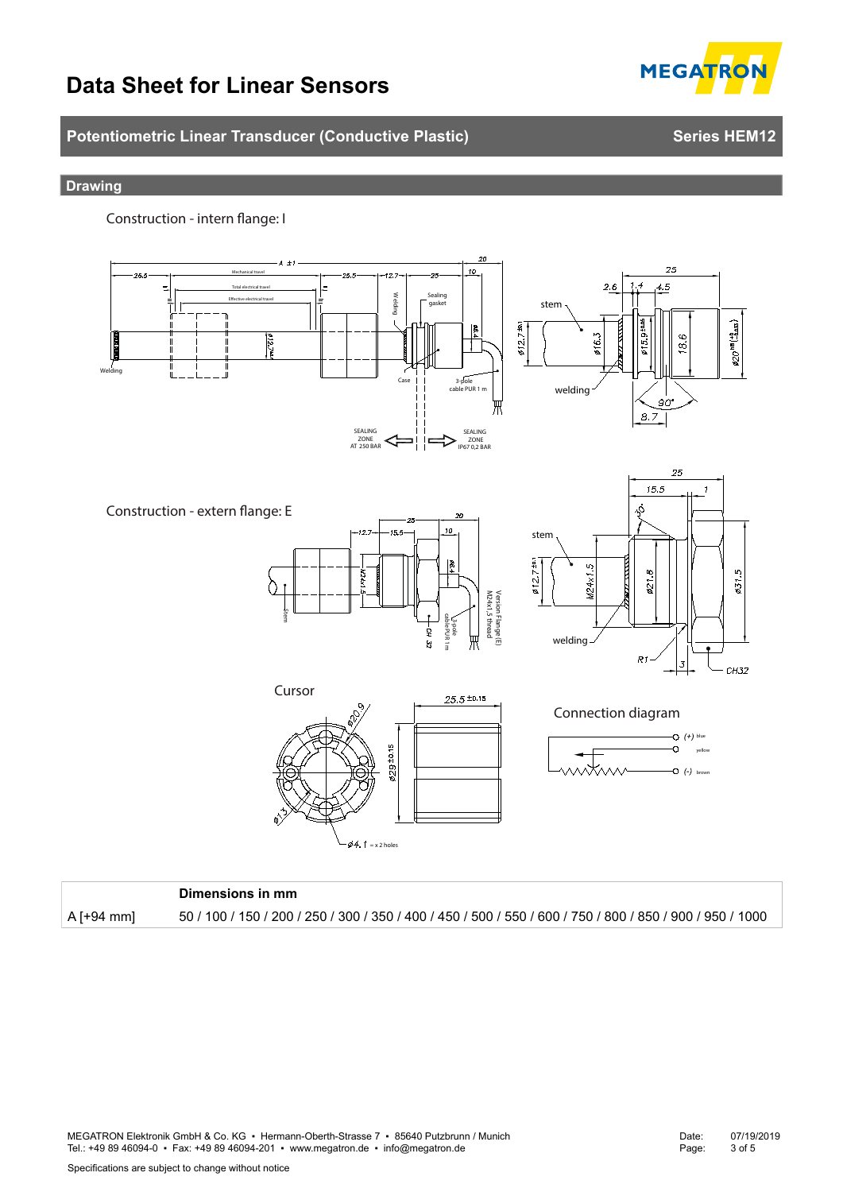# Data Sheet for Linear Sensors

## Potentiometric Linear Transducer (Conductive Plastic) — Series HEM12

### Drawing

Construction - intern flange: I

Construction - extern flange: E

Cursor

Connection diagram

| | Dimensions in mm |
|---|---|
| A [+94 mm] | 50 / 100 / 150 / 200 / 250 / 300 / 350 / 400 / 450 / 500 / 550 / 600 / 750 / 800 / 850 / 900 / 950 / 1000 |

MEGATRON Elektronik GmbH & Co. KG • Hermann-Oberth-Strasse 7 • 85640 Putzbrunn / Munich
Tel.: +49 89 46094-0 • Fax: +49 89 46094-201 • www.megatron.de • info@megatron.de

Date: 07/19/2019

Specifications are subject to change without notice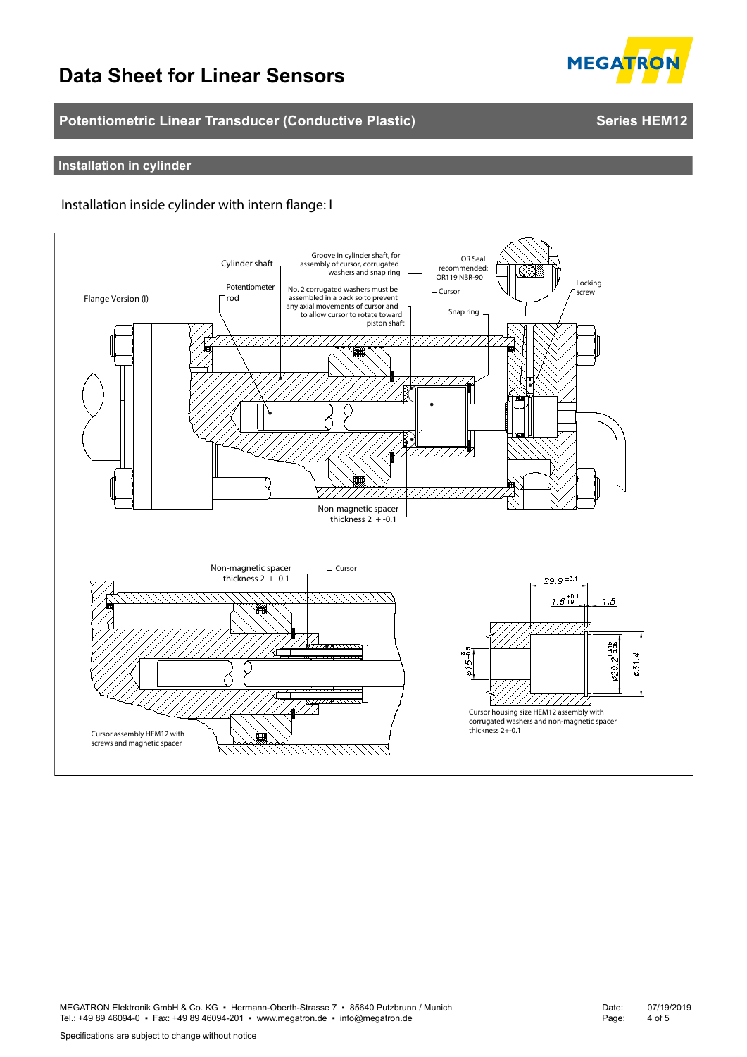# Data Sheet for Linear Sensors

## Potentiometric Linear Transducer (Conductive Plastic) — Series HEM12

### Installation in cylinder

Installation inside cylinder with intern flange: I

Flange Version (I)

Cylinder shaft

Potentiometer rod

Groove in cylinder shaft, for assembly of cursor, corrugated washers and snap ring

No. 2 corrugated washers must be assembled in a pack so to prevent any axial movements of cursor and to allow cursor to rotate toward piston shaft

OR Seal recommended: OR119 NBR-90

Cursor

Snap ring

Locking screw

Non-magnetic spacer thickness 2 + -0.1

Non-magnetic spacer thickness 2 + -0.1

Cursor

Cursor assembly HEM12 with screws and magnetic spacer

29.9 ±0.1

1.6 +0.1/+0

1.5

ø15 +1/-0.5

ø29.2 +0.15/-0.05

ø31.4

Cursor housing size HEM12 assembly with corrugated washers and non-magnetic spacer thickness 2+-0.1

MEGATRON Elektronik GmbH & Co. KG • Hermann-Oberth-Strasse 7 • 85640 Putzbrunn / Munich
Tel.: +49 89 46094-0 • Fax: +49 89 46094-201 • www.megatron.de • info@megatron.de

Date: 07/19/2019

Specifications are subject to change without notice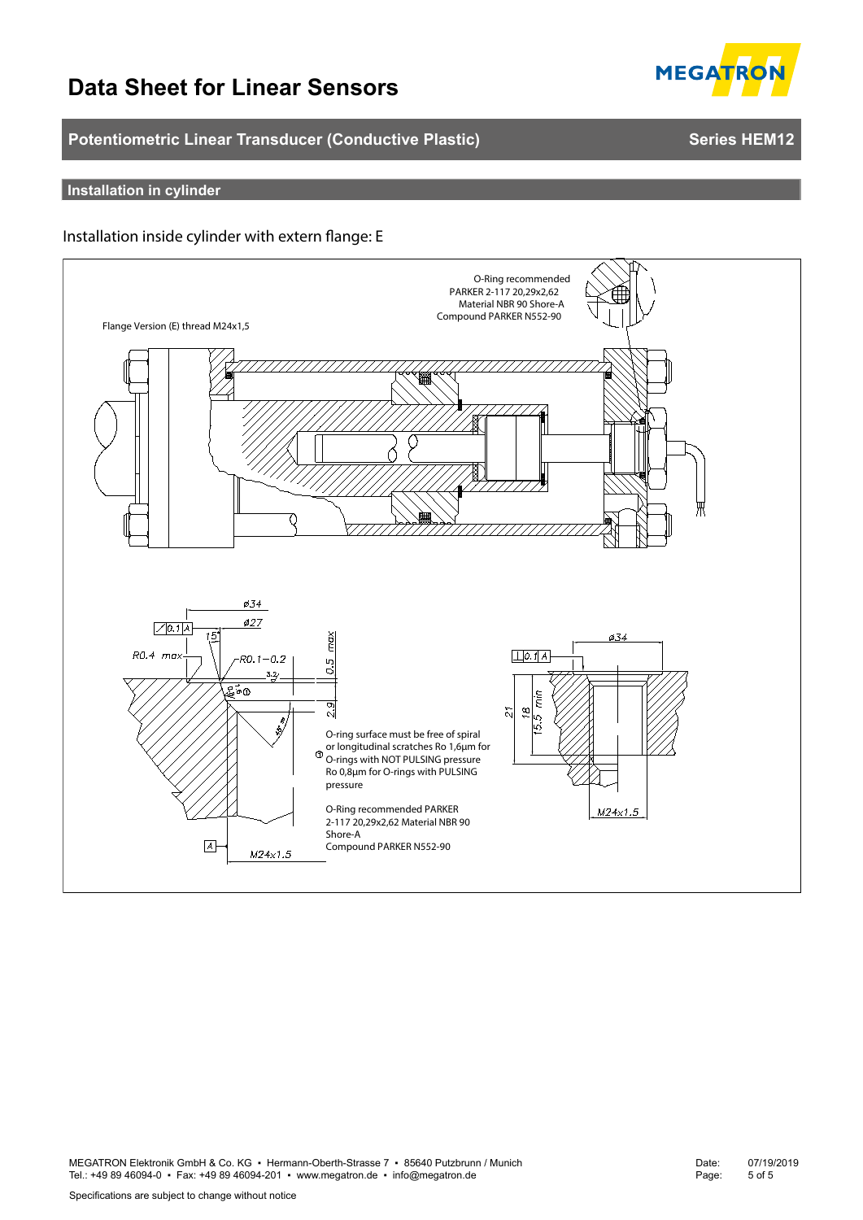# Data Sheet for Linear Sensors

## Potentiometric Linear Transducer (Conductive Plastic) — Series HEM12

### Installation in cylinder

Installation inside cylinder with extern flange: E

O-Ring recommended
PARKER 2-117 20,29x2,62
Material NBR 90 Shore-A
Compound PARKER N552-90

Flange Version (E) thread M24x1,5

ø34
ø27
0.1 A
15°
R0.4 max
R0.1−0.2
3.2
0.5 max
2.9
45°
A
M24x1.5

① O-ring surface must be free of spiral or longitudinal scratches Ro 1,6µm for O-rings with NOT PULSING pressure Ro 0,8µm for O-rings with PULSING pressure

O-Ring recommended PARKER 2-117 20,29x2,62 Material NBR 90 Shore-A
Compound PARKER N552-90

ø34
0.1 A
21
18
15.5 min
M24x1.5

MEGATRON Elektronik GmbH & Co. KG • Hermann-Oberth-Strasse 7 • 85640 Putzbrunn / Munich
Tel.: +49 89 46094-0 • Fax: +49 89 46094-201 • www.megatron.de • info@megatron.de

Date: 07/19/2019

Specifications are subject to change without notice